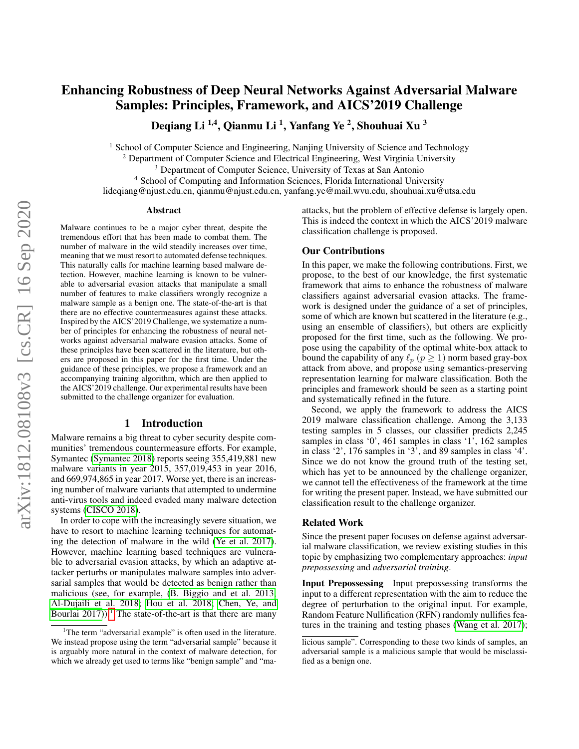# Enhancing Robustness of Deep Neural Networks Against Adversarial Malware Samples: Principles, Framework, and AICS'2019 Challenge

**Deqiang Li [1,4], Qianmu Li [1], Yanfang Ye [2], Shouhuai Xu [3]**

[1] School of Computer Science and Engineering, Nanjing University of Science and Technology
[2] Department of Computer Science and Electrical Engineering, West Virginia University
[3] Department of Computer Science, University of Texas at San Antonio
[4] School of Computing and Information Sciences, Florida International University
lideqiang@njust.edu.cn, qianmu@njust.edu.cn, yanfang.ye@mail.wvu.edu, shouhuai.xu@utsa.edu

## Abstract

Malware continues to be a major cyber threat, despite the tremendous effort that has been made to combat them. The number of malware in the wild steadily increases over time, meaning that we must resort to automated defense techniques. This naturally calls for machine learning based malware detection. However, machine learning is known to be vulnerable to adversarial evasion attacks that manipulate a small number of features to make classifiers wrongly recognize a malware sample as a benign one. The state-of-the-art is that there are no effective countermeasures against these attacks. Inspired by the AICS'2019 Challenge, we systematize a number of principles for enhancing the robustness of neural networks against adversarial malware evasion attacks. Some of these principles have been scattered in the literature, but others are proposed in this paper for the first time. Under the guidance of these principles, we propose a framework and an accompanying training algorithm, which are then applied to the AICS'2019 challenge. Our experimental results have been submitted to the challenge organizer for evaluation.

## 1 Introduction

Malware remains a big threat to cyber security despite communities' tremendous countermeasure efforts. For example, Symantec (Symantec 2018) reports seeing 355,419,881 new malware variants in year 2015, 357,019,453 in year 2016, and 669,974,865 in year 2017. Worse yet, there is an increasing number of malware variants that attempted to undermine anti-virus tools and indeed evaded many malware detection systems (CISCO 2018).

In order to cope with the increasingly severe situation, we have to resort to machine learning techniques for automating the detection of malware in the wild (Ye et al. 2017). However, machine learning based techniques are vulnerable to adversarial evasion attacks, by which an adaptive attacker perturbs or manipulates malware samples into adversarial samples that would be detected as benign rather than malicious (see, for example, (B. Biggio and et al. 2013; Al-Dujaili et al. 2018; Hou et al. 2018; Chen, Ye, and Bourlai 2017)).[1] The state-of-the-art is that there are many attacks, but the problem of effective defense is largely open. This is indeed the context in which the AICS'2019 malware classification challenge is proposed.

### Our Contributions

In this paper, we make the following contributions. First, we propose, to the best of our knowledge, the first systematic framework that aims to enhance the robustness of malware classifiers against adversarial evasion attacks. The framework is designed under the guidance of a set of principles, some of which are known but scattered in the literature (e.g., using an ensemble of classifiers), but others are explicitly proposed for the first time, such as the following. We propose using the capability of the optimal white-box attack to bound the capability of any $\ell_p$ ($p \geq 1$) norm based gray-box attack from above, and propose using semantics-preserving representation learning for malware classification. Both the principles and framework should be seen as a starting point and systematically refined in the future.

Second, we apply the framework to address the AICS 2019 malware classification challenge. Among the 3,133 testing samples in 5 classes, our classifier predicts 2,245 samples in class '0', 461 samples in class '1', 162 samples in class '2', 176 samples in '3', and 89 samples in class '4'. Since we do not know the ground truth of the testing set, which has yet to be announced by the challenge organizer, we cannot tell the effectiveness of the framework at the time for writing the present paper. Instead, we have submitted our classification result to the challenge organizer.

### Related Work

Since the present paper focuses on defense against adversarial malware classification, we review existing studies in this topic by emphasizing two complementary approaches: *input prepossessing* and *adversarial training*.

**Input Prepossessing** Input prepossessing transforms the input to a different representation with the aim to reduce the degree of perturbation to the original input. For example, Random Feature Nullification (RFN) randomly nullifies features in the training and testing phases (Wang et al. 2017);

[1] The term "adversarial example" is often used in the literature. We instead propose using the term "adversarial sample" because it is arguably more natural in the context of malware detection, for which we already get used to terms like "benign sample" and "malicious sample". Corresponding to these two kinds of samples, an adversarial sample is a malicious sample that would be misclassified as a benign one.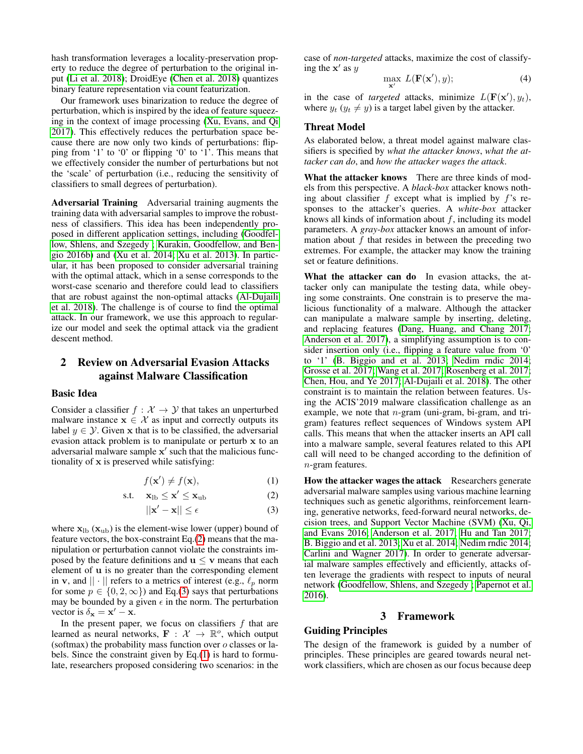hash transformation leverages a locality-preservation property to reduce the degree of perturbation to the original input (Li et al. 2018); DroidEye (Chen et al. 2018) quantizes binary feature representation via count featurization.

Our framework uses binarization to reduce the degree of perturbation, which is inspired by the idea of feature squeezing in the context of image processing (Xu, Evans, and Qi 2017). This effectively reduces the perturbation space because there are now only two kinds of perturbations: flipping from '1' to '0' or flipping '0' to '1'. This means that we effectively consider the number of perturbations but not the 'scale' of perturbation (i.e., reducing the sensitivity of classifiers to small degrees of perturbation).

**Adversarial Training** Adversarial training augments the training data with adversarial samples to improve the robustness of classifiers. This idea has been independently proposed in different application settings, including (Goodfellow, Shlens, and Szegedy ; Kurakin, Goodfellow, and Bengio 2016b) and (Xu et al. 2014; Xu et al. 2013). In particular, it has been proposed to consider adversarial training with the optimal attack, which in a sense corresponds to the worst-case scenario and therefore could lead to classifiers that are robust against the non-optimal attacks (Al-Dujaili et al. 2018). The challenge is of course to find the optimal attack. In our framework, we use this approach to regularize our model and seek the optimal attack via the gradient descent method.

## 2 Review on Adversarial Evasion Attacks against Malware Classification

### Basic Idea

Consider a classifier $f : \mathcal{X} \rightarrow \mathcal{Y}$ that takes an unperturbed malware instance $\mathbf{x} \in \mathcal{X}$ as input and correctly outputs its label $y \in \mathcal{Y}$. Given $\mathbf{x}$ that is to be classified, the adversarial evasion attack problem is to manipulate or perturb $\mathbf{x}$ to an adversarial malware sample $\mathbf{x}'$ such that the malicious functionality of $\mathbf{x}$ is preserved while satisfying:

$$f(\mathbf{x}') \neq f(\mathbf{x}), \tag{1}$$

$$\text{s.t.} \quad \mathbf{x}_{\text{lb}} \leq \mathbf{x}' \leq \mathbf{x}_{\text{ub}} \tag{2}$$

$$||\mathbf{x}' - \mathbf{x}|| \leq \epsilon \tag{3}$$

where $\mathbf{x}_{\text{lb}}$ ($\mathbf{x}_{\text{ub}}$) is the element-wise lower (upper) bound of feature vectors, the box-constraint Eq.(2) means that the manipulation or perturbation cannot violate the constraints imposed by the feature definitions and $\mathbf{u} \leq \mathbf{v}$ means that each element of $\mathbf{u}$ is no greater than the corresponding element in $\mathbf{v}$, and $|| \cdot ||$ refers to a metrics of interest (e.g., $\ell_p$ norm for some $p \in \{0, 2, \infty\}$) and Eq.(3) says that perturbations may be bounded by a given $\epsilon$ in the norm. The perturbation vector is $\delta_{\mathbf{x}} = \mathbf{x}' - \mathbf{x}$.

In the present paper, we focus on classifiers $f$ that are learned as neural networks, $\mathbf{F} : \mathcal{X} \rightarrow \mathbb{R}^o$, which output (softmax) the probability mass function over $o$ classes or labels. Since the constraint given by Eq.(1) is hard to formulate, researchers proposed considering two scenarios: in the case of *non-targeted* attacks, maximize the cost of classifying the $\mathbf{x}'$ as $y$

$$\max_{\mathbf{x}'} \; L(\mathbf{F}(\mathbf{x}'), y); \tag{4}$$

in the case of *targeted* attacks, minimize $L(\mathbf{F}(\mathbf{x}'), y_t)$, where $y_t$ ($y_t \neq y$) is a target label given by the attacker.

### Threat Model

As elaborated below, a threat model against malware classifiers is specified by *what the attacker knows*, *what the attacker can do*, and *how the attacker wages the attack*.

**What the attacker knows** There are three kinds of models from this perspective. A *black-box* attacker knows nothing about classifier $f$ except what is implied by $f$'s responses to the attacker's queries. A *white-box* attacker knows all kinds of information about $f$, including its model parameters. A *gray-box* attacker knows an amount of information about $f$ that resides in between the preceding two extremes. For example, the attacker may know the training set or feature definitions.

**What the attacker can do** In evasion attacks, the attacker only can manipulate the testing data, while obeying some constraints. One constrain is to preserve the malicious functionality of a malware. Although the attacker can manipulate a malware sample by inserting, deleting, and replacing features (Dang, Huang, and Chang 2017; Anderson et al. 2017), a simplifying assumption is to consider insertion only (i.e., flipping a feature value from '0' to '1' (B. Biggio and et al. 2013; Nedim rndic 2014; Grosse et al. 2017; Wang et al. 2017; Rosenberg et al. 2017; Chen, Hou, and Ye 2017; Al-Dujaili et al. 2018). The other constraint is to maintain the relation between features. Using the ACIS'2019 malware classification challenge as an example, we note that $n$-gram (uni-gram, bi-gram, and tri-gram) features reflect sequences of Windows system API calls. This means that when the attacker inserts an API call into a malware sample, several features related to this API call will need to be changed according to the definition of $n$-gram features.

**How the attacker wages the attack** Researchers generate adversarial malware samples using various machine learning techniques such as genetic algorithms, reinforcement learning, generative networks, feed-forward neural networks, decision trees, and Support Vector Machine (SVM) (Xu, Qi, and Evans 2016; Anderson et al. 2017; Hu and Tan 2017; B. Biggio and et al. 2013; Xu et al. 2014; Nedim rndic 2014; Carlini and Wagner 2017). In order to generate adversarial malware samples effectively and efficiently, attacks often leverage the gradients with respect to inputs of neural network (Goodfellow, Shlens, and Szegedy ; Papernot et al. 2016).

## 3 Framework

### Guiding Principles

The design of the framework is guided by a number of principles. These principles are geared towards neural network classifiers, which are chosen as our focus because deep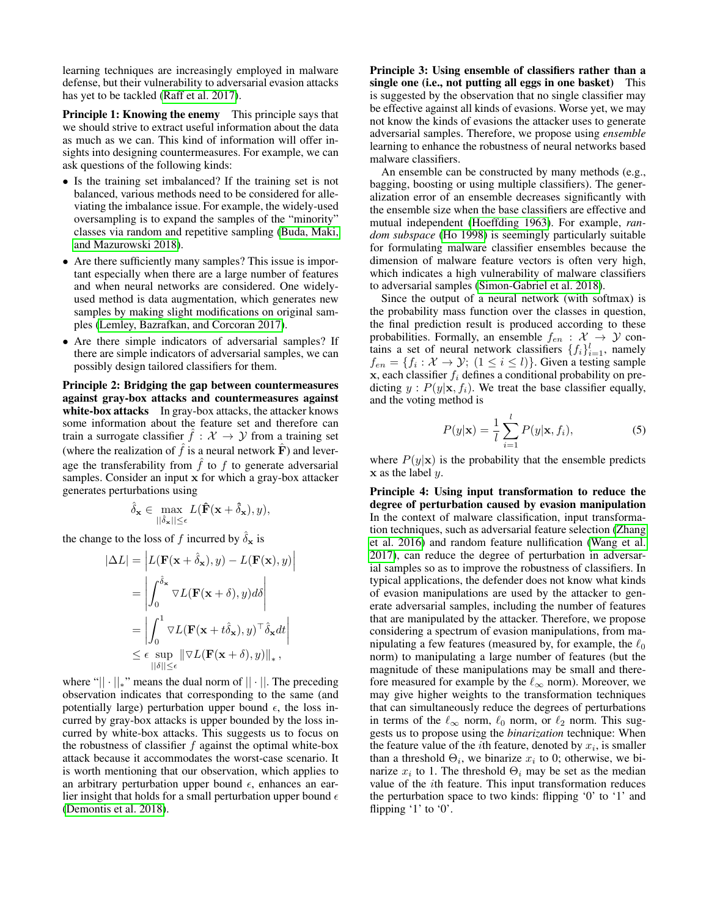learning techniques are increasingly employed in malware defense, but their vulnerability to adversarial evasion attacks has yet to be tackled (Raff et al. 2017).

**Principle 1: Knowing the enemy** This principle says that we should strive to extract useful information about the data as much as we can. This kind of information will offer insights into designing countermeasures. For example, we can ask questions of the following kinds:

- Is the training set imbalanced? If the training set is not balanced, various methods need to be considered for alleviating the imbalance issue. For example, the widely-used oversampling is to expand the samples of the "minority" classes via random and repetitive sampling (Buda, Maki, and Mazurowski 2018).
- Are there sufficiently many samples? This issue is important especially when there are a large number of features and when neural networks are considered. One widely-used method is data augmentation, which generates new samples by making slight modifications on original samples (Lemley, Bazrafkan, and Corcoran 2017).
- Are there simple indicators of adversarial samples? If there are simple indicators of adversarial samples, we can possibly design tailored classifiers for them.

**Principle 2: Bridging the gap between countermeasures against gray-box attacks and countermeasures against white-box attacks** In gray-box attacks, the attacker knows some information about the feature set and therefore can train a surrogate classifier $\hat{f} : \mathcal{X} \rightarrow \mathcal{Y}$ from a training set (where the realization of $\hat{f}$ is a neural network $\hat{\mathbf{F}}$) and leverage the transferability from $\hat{f}$ to $f$ to generate adversarial samples. Consider an input $\mathbf{x}$ for which a gray-box attacker generates perturbations using

$$\hat{\delta}_{\mathbf{x}} \in \max_{||\hat{\delta}_{\mathbf{x}}|| \leq \epsilon} L(\hat{\mathbf{F}}(\mathbf{x} + \hat{\delta}_{\mathbf{x}}), y),$$

the change to the loss of $f$ incurred by $\hat{\delta}_{\mathbf{x}}$ is

$$\begin{aligned}
|\Delta L| &= \left| L(\mathbf{F}(\mathbf{x} + \hat{\delta}_{\mathbf{x}}), y) - L(\mathbf{F}(\mathbf{x}), y) \right| \\
&= \left| \int_0^{\hat{\delta}_{\mathbf{x}}} \triangledown L(\mathbf{F}(\mathbf{x} + \delta), y) d\delta \right| \\
&= \left| \int_0^1 \triangledown L(\mathbf{F}(\mathbf{x} + t\hat{\delta}_{\mathbf{x}}), y)^\top \hat{\delta}_{\mathbf{x}} dt \right| \\
&\leq \epsilon \sup_{||\delta|| \leq \epsilon} \left\| \triangledown L(\mathbf{F}(\mathbf{x} + \delta), y) \right\|_*,
\end{aligned}$$

where "$|| \cdot ||_*$" means the dual norm of $|| \cdot ||$. The preceding observation indicates that corresponding to the same (and potentially large) perturbation upper bound $\epsilon$, the loss incurred by gray-box attacks is upper bounded by the loss incurred by white-box attacks. This suggests us to focus on the robustness of classifier $f$ against the optimal white-box attack because it accommodates the worst-case scenario. It is worth mentioning that our observation, which applies to an arbitrary perturbation upper bound $\epsilon$, enhances an earlier insight that holds for a small perturbation upper bound $\epsilon$ (Demontis et al. 2018).

**Principle 3: Using ensemble of classifiers rather than a single one (i.e., not putting all eggs in one basket)** This is suggested by the observation that no single classifier may be effective against all kinds of evasions. Worse yet, we may not know the kinds of evasions the attacker uses to generate adversarial samples. Therefore, we propose using *ensemble* learning to enhance the robustness of neural networks based malware classifiers.

An ensemble can be constructed by many methods (e.g., bagging, boosting or using multiple classifiers). The generalization error of an ensemble decreases significantly with the ensemble size when the base classifiers are effective and mutual independent (Hoeffding 1963). For example, *random subspace* (Ho 1998) is seemingly particularly suitable for formulating malware classifier ensembles because the dimension of malware feature vectors is often very high, which indicates a high vulnerability of malware classifiers to adversarial samples (Simon-Gabriel et al. 2018).

Since the output of a neural network (with softmax) is the probability mass function over the classes in question, the final prediction result is produced according to these probabilities. Formally, an ensemble $f_{en} : \mathcal{X} \rightarrow \mathcal{Y}$ contains a set of neural network classifiers $\{f_i\}_{i=1}^l$, namely $f_{en} = \{f_i : \mathcal{X} \rightarrow \mathcal{Y};\ (1 \leq i \leq l)\}$. Given a testing sample $\mathbf{x}$, each classifier $f_i$ defines a conditional probability on predicting $y$ : $P(y|\mathbf{x}, f_i)$. We treat the base classifier equally, and the voting method is

$$P(y|\mathbf{x}) = \frac{1}{l} \sum_{i=1}^{l} P(y|\mathbf{x}, f_i), \tag{5}$$

where $P(y|\mathbf{x})$ is the probability that the ensemble predicts $\mathbf{x}$ as the label $y$.

**Principle 4: Using input transformation to reduce the degree of perturbation caused by evasion manipulation** In the context of malware classification, input transformation techniques, such as adversarial feature selection (Zhang et al. 2016) and random feature nullification (Wang et al. 2017), can reduce the degree of perturbation in adversarial samples so as to improve the robustness of classifiers. In typical applications, the defender does not know what kinds of evasion manipulations are used by the attacker to generate adversarial samples, including the number of features that are manipulated by the attacker. Therefore, we propose considering a spectrum of evasion manipulations, from manipulating a few features (measured by, for example, the $\ell_0$ norm) to manipulating a large number of features (but the magnitude of these manipulations may be small and therefore measured for example by the $\ell_\infty$ norm). Moreover, we may give higher weights to the transformation techniques that can simultaneously reduce the degrees of perturbations in terms of the $\ell_\infty$ norm, $\ell_0$ norm, or $\ell_2$ norm. This suggests us to propose using the *binarization* technique: When the feature value of the $i$th feature, denoted by $x_i$, is smaller than a threshold $\Theta_i$, we binarize $x_i$ to 0; otherwise, we binarize $x_i$ to 1. The threshold $\Theta_i$ may be set as the median value of the $i$th feature. This input transformation reduces the perturbation space to two kinds: flipping '0' to '1' and flipping '1' to '0'.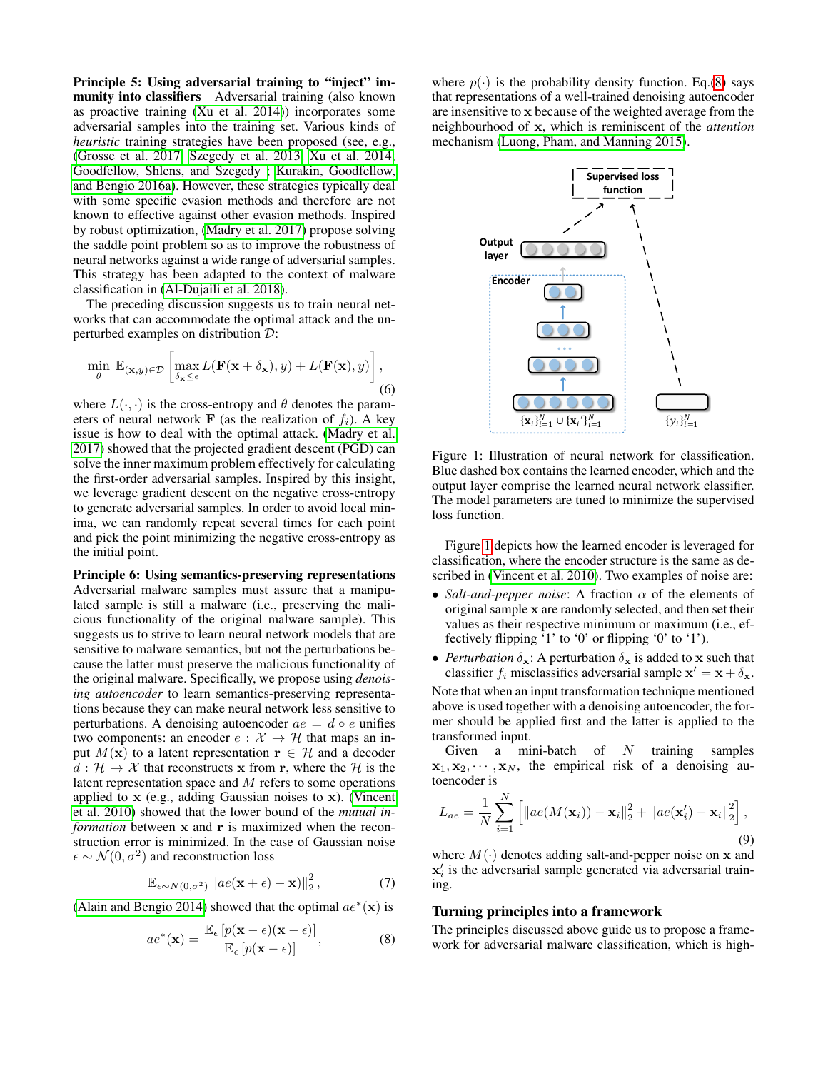**Principle 5: Using adversarial training to "inject" immunity into classifiers** Adversarial training (also known as proactive training (Xu et al. 2014)) incorporates some adversarial samples into the training set. Various kinds of *heuristic* training strategies have been proposed (see, e.g., (Grosse et al. 2017; Szegedy et al. 2013; Xu et al. 2014; Goodfellow, Shlens, and Szegedy ; Kurakin, Goodfellow, and Bengio 2016a). However, these strategies typically deal with some specific evasion methods and therefore are not known to effective against other evasion methods. Inspired by robust optimization, (Madry et al. 2017) propose solving the saddle point problem so as to improve the robustness of neural networks against a wide range of adversarial samples. This strategy has been adapted to the context of malware classification in (Al-Dujaili et al. 2018).

The preceding discussion suggests us to train neural networks that can accommodate the optimal attack and the unperturbed examples on distribution $\mathcal{D}$:

$$\min_{\theta} \mathbb{E}_{(\mathbf{x},y)\in\mathcal{D}} \left[ \max_{\delta_{\mathbf{x}} \leq \epsilon} L(\mathbf{F}(\mathbf{x}+\delta_{\mathbf{x}}), y) + L(\mathbf{F}(\mathbf{x}), y) \right], \tag{6}$$

where $L(\cdot,\cdot)$ is the cross-entropy and $\theta$ denotes the parameters of neural network $\mathbf{F}$ (as the realization of $f_i$). A key issue is how to deal with the optimal attack. (Madry et al. 2017) showed that the projected gradient descent (PGD) can solve the inner maximum problem effectively for calculating the first-order adversarial samples. Inspired by this insight, we leverage gradient descent on the negative cross-entropy to generate adversarial samples. In order to avoid local minima, we can randomly repeat several times for each point and pick the point minimizing the negative cross-entropy as the initial point.

**Principle 6: Using semantics-preserving representations** Adversarial malware samples must assure that a manipulated sample is still a malware (i.e., preserving the malicious functionality of the original malware sample). This suggests us to strive to learn neural network models that are sensitive to malware semantics, but not the perturbations because the latter must preserve the malicious functionality of the original malware. Specifically, we propose using *denoising autoencoder* to learn semantics-preserving representations because they can make neural network less sensitive to perturbations. A denoising autoencoder $ae = d \circ e$ unifies two components: an encoder $e : \mathcal{X} \to \mathcal{H}$ that maps an input $M(\mathbf{x})$ to a latent representation $\mathbf{r} \in \mathcal{H}$ and a decoder $d : \mathcal{H} \to \mathcal{X}$ that reconstructs $\mathbf{x}$ from $\mathbf{r}$, where the $\mathcal{H}$ is the latent representation space and $M$ refers to some operations applied to $\mathbf{x}$ (e.g., adding Gaussian noises to $\mathbf{x}$). (Vincent et al. 2010) showed that the lower bound of the *mutual information* between $\mathbf{x}$ and $\mathbf{r}$ is maximized when the reconstruction error is minimized. In the case of Gaussian noise $\epsilon \sim \mathcal{N}(0, \sigma^2)$ and reconstruction loss

$$\mathbb{E}_{\epsilon\sim N(0,\sigma^2)} \left\| ae(\mathbf{x}+\epsilon) - \mathbf{x} \right\|_2^2, \tag{7}$$

(Alain and Bengio 2014) showed that the optimal $ae^*(\mathbf{x})$ is

$$ae^*(\mathbf{x}) = \frac{\mathbb{E}_\epsilon \left[ p(\mathbf{x}-\epsilon)(\mathbf{x}-\epsilon) \right]}{\mathbb{E}_\epsilon \left[ p(\mathbf{x}-\epsilon) \right]}, \tag{8}$$

where $p(\cdot)$ is the probability density function. Eq.(8) says that representations of a well-trained denoising autoencoder are insensitive to $\mathbf{x}$ because of the weighted average from the neighbourhood of $\mathbf{x}$, which is reminiscent of the *attention* mechanism (Luong, Pham, and Manning 2015).

Figure 1: Illustration of neural network for classification. Blue dashed box contains the learned encoder, which and the output layer comprise the learned neural network classifier. The model parameters are tuned to minimize the supervised loss function.

Figure 1 depicts how the learned encoder is leveraged for classification, where the encoder structure is the same as described in (Vincent et al. 2010). Two examples of noise are:

- *Salt-and-pepper noise*: A fraction $\alpha$ of the elements of original sample $\mathbf{x}$ are randomly selected, and then set their values as their respective minimum or maximum (i.e., effectively flipping '1' to '0' or flipping '0' to '1').
- *Perturbation* $\delta_{\mathbf{x}}$: A perturbation $\delta_{\mathbf{x}}$ is added to $\mathbf{x}$ such that classifier $f_i$ misclassifies adversarial sample $\mathbf{x}' = \mathbf{x} + \delta_{\mathbf{x}}$.

Note that when an input transformation technique mentioned above is used together with a denoising autoencoder, the former should be applied first and the latter is applied to the transformed input.

Given a mini-batch of $N$ training samples $\mathbf{x}_1, \mathbf{x}_2, \cdots, \mathbf{x}_N$, the empirical risk of a denoising autoencoder is

$$L_{ae} = \frac{1}{N} \sum_{i=1}^{N} \left[ \| ae(M(\mathbf{x}_i)) - \mathbf{x}_i \|_2^2 + \| ae(\mathbf{x}'_i) - \mathbf{x}_i \|_2^2 \right], \tag{9}$$

where $M(\cdot)$ denotes adding salt-and-pepper noise on $\mathbf{x}$ and $\mathbf{x}'_i$ is the adversarial sample generated via adversarial training.

## Turning principles into a framework

The principles discussed above guide us to propose a framework for adversarial malware classification, which is high-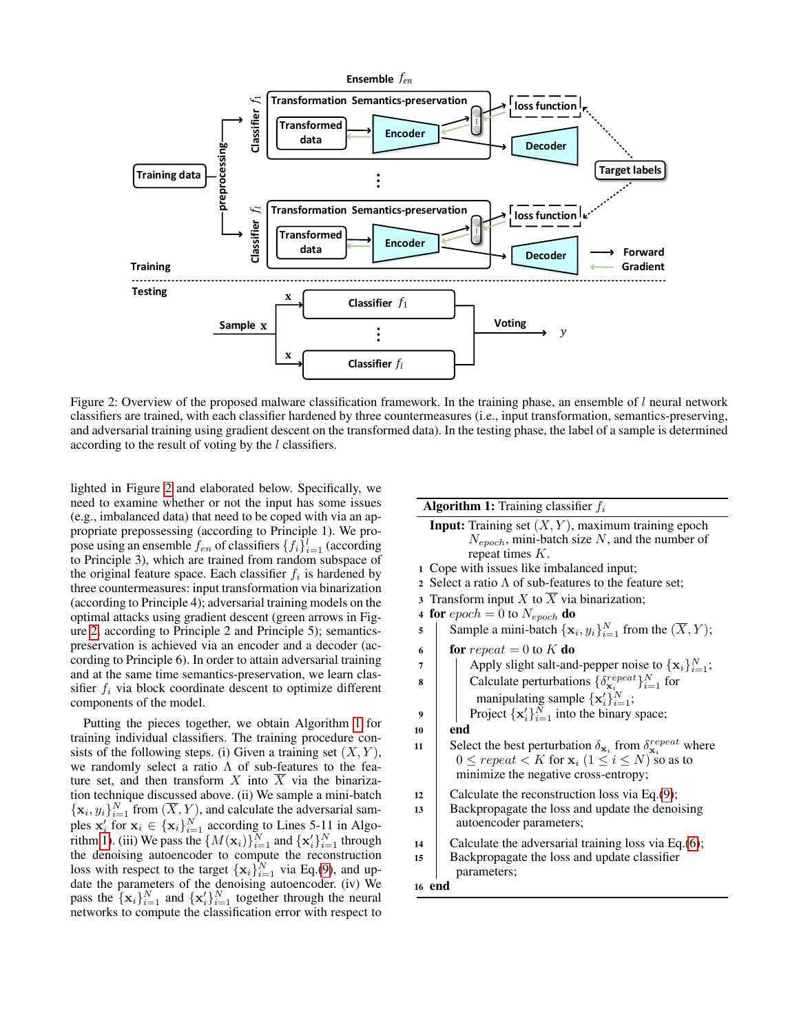Figure 2: Overview of the proposed malware classification framework. In the training phase, an ensemble of $l$ neural network classifiers are trained, with each classifier hardened by three countermeasures (i.e., input transformation, semantics-preserving, and adversarial training using gradient descent on the transformed data). In the testing phase, the label of a sample is determined according to the result of voting by the $l$ classifiers.

lighted in Figure 2 and elaborated below. Specifically, we need to examine whether or not the input has some issues (e.g., imbalanced data) that need to be coped with via an appropriate prepossessing (according to Principle 1). We propose using an ensemble $f_{en}$ of classifiers $\{f_i\}_{i=1}^{l}$ (according to Principle 3), which are trained from random subspace of the original feature space. Each classifier $f_i$ is hardened by three countermeasures: input transformation via binarization (according to Principle 4); adversarial training models on the optimal attacks using gradient descent (green arrows in Figure 2, according to Principle 2 and Principle 5); semantics-preservation is achieved via an encoder and a decoder (according to Principle 6). In order to attain adversarial training and at the same time semantics-preservation, we learn classifier $f_i$ via block coordinate descent to optimize different components of the model.

Putting the pieces together, we obtain Algorithm 1 for training individual classifiers. The training procedure consists of the following steps. (i) Given a training set $(X, Y)$, we randomly select a ratio $\Lambda$ of sub-features to the feature set, and then transform $X$ into $\overline{X}$ via the binarization technique discussed above. (ii) We sample a mini-batch $\{\mathbf{x}_i, y_i\}_{i=1}^{N}$ from $(\overline{X}, Y)$, and calculate the adversarial samples $\mathbf{x}_i'$ for $\mathbf{x}_i \in \{\mathbf{x}_i\}_{i=1}^{N}$ according to Lines 5-11 in Algorithm 1. (iii) We pass the $\{M(\mathbf{x}_i)\}_{i=1}^{N}$ and $\{\mathbf{x}_i'\}_{i=1}^{N}$ through the denoising autoencoder to compute the reconstruction loss with respect to the target $\{\mathbf{x}_i\}_{i=1}^{N}$ via Eq.(9), and update the parameters of the denoising autoencoder. (iv) We pass the $\{\mathbf{x}_i\}_{i=1}^{N}$ and $\{\mathbf{x}_i'\}_{i=1}^{N}$ together through the neural networks to compute the classification error with respect to

**Algorithm 1:** Training classifier $f_i$

**Input:** Training set $(X, Y)$, maximum training epoch $N_{epoch}$, mini-batch size $N$, and the number of repeat times $K$.

1. Cope with issues like imbalanced input;
2. Select a ratio $\Lambda$ of sub-features to the feature set;
3. Transform input $X$ to $\overline{X}$ via binarization;
4. **for** $epoch = 0$ to $N_{epoch}$ **do**
5. &nbsp;&nbsp;&nbsp;&nbsp;Sample a mini-batch $\{\mathbf{x}_i, y_i\}_{i=1}^{N}$ from the $(\overline{X}, Y)$;
6. &nbsp;&nbsp;&nbsp;&nbsp;**for** $repeat = 0$ to $K$ **do**
7. &nbsp;&nbsp;&nbsp;&nbsp;&nbsp;&nbsp;&nbsp;&nbsp;Apply slight salt-and-pepper noise to $\{\mathbf{x}_i\}_{i=1}^{N}$;
8. &nbsp;&nbsp;&nbsp;&nbsp;&nbsp;&nbsp;&nbsp;&nbsp;Calculate perturbations $\{\delta_{\mathbf{x}_i}^{repeat}\}_{i=1}^{N}$ for manipulating sample $\{\mathbf{x}_i'\}_{i=1}^{N}$;
9. &nbsp;&nbsp;&nbsp;&nbsp;&nbsp;&nbsp;&nbsp;&nbsp;Project $\{\mathbf{x}_i'\}_{i=1}^{N}$ into the binary space;
10. &nbsp;&nbsp;&nbsp;&nbsp;**end**
11. &nbsp;&nbsp;&nbsp;&nbsp;Select the best perturbation $\delta_{\mathbf{x}_i}$ from $\delta_{\mathbf{x}_i}^{repeat}$ where $0 \leq repeat < K$ for $\mathbf{x}_i$ $(1 \leq i \leq N)$ so as to minimize the negative cross-entropy;
12. &nbsp;&nbsp;&nbsp;&nbsp;Calculate the reconstruction loss via Eq.(9);
13. &nbsp;&nbsp;&nbsp;&nbsp;Backpropagate the loss and update the denoising autoencoder parameters;
14. &nbsp;&nbsp;&nbsp;&nbsp;Calculate the adversarial training loss via Eq.(6);
15. &nbsp;&nbsp;&nbsp;&nbsp;Backpropagate the loss and update classifier parameters;
16. **end**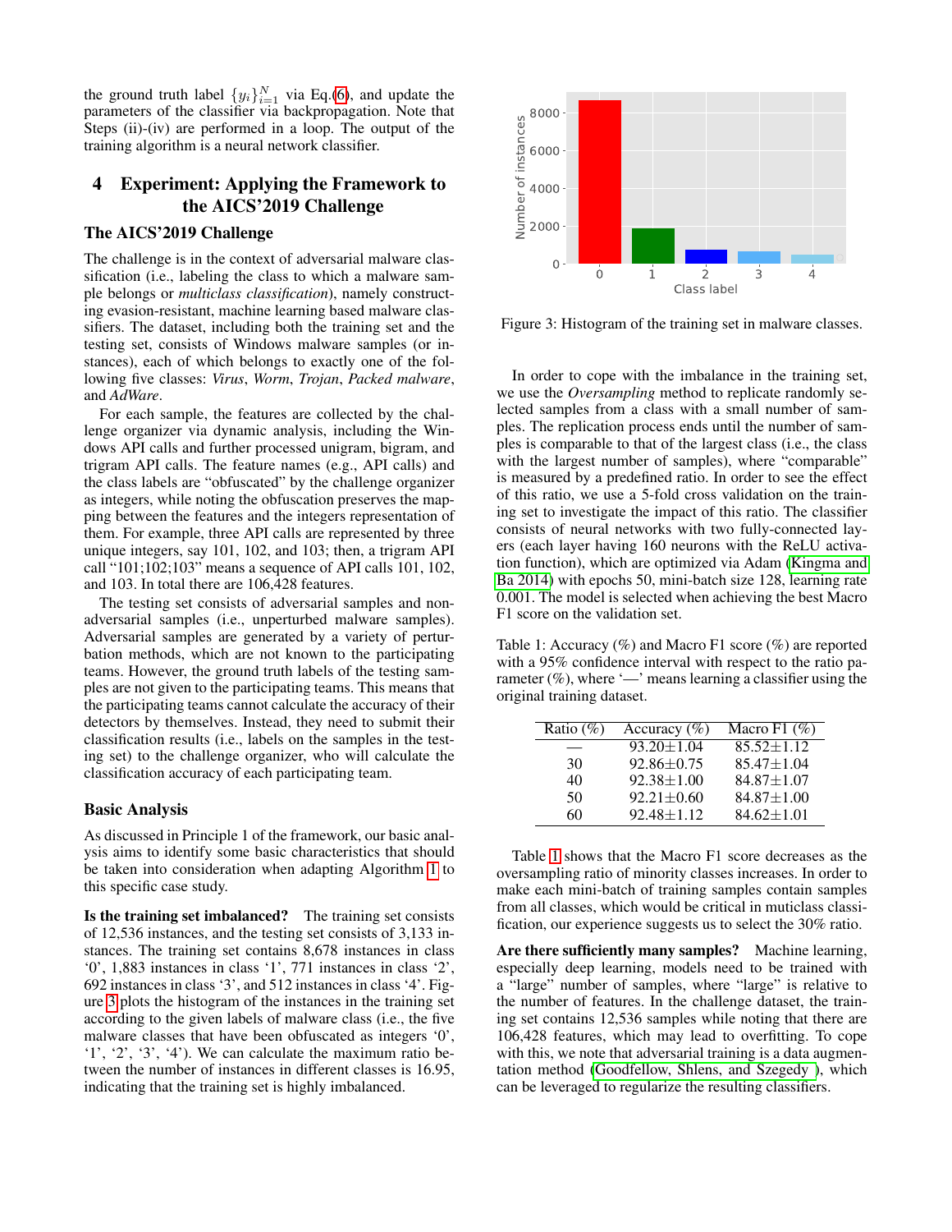the ground truth label $\{y_i\}_{i=1}^N$ via Eq.(6), and update the parameters of the classifier via backpropagation. Note that Steps (ii)-(iv) are performed in a loop. The output of the training algorithm is a neural network classifier.

## 4 Experiment: Applying the Framework to the AICS'2019 Challenge

### The AICS'2019 Challenge

The challenge is in the context of adversarial malware classification (i.e., labeling the class to which a malware sample belongs or *multiclass classification*), namely constructing evasion-resistant, machine learning based malware classifiers. The dataset, including both the training set and the testing set, consists of Windows malware samples (or instances), each of which belongs to exactly one of the following five classes: *Virus*, *Worm*, *Trojan*, *Packed malware*, and *AdWare*.

For each sample, the features are collected by the challenge organizer via dynamic analysis, including the Windows API calls and further processed unigram, bigram, and trigram API calls. The feature names (e.g., API calls) and the class labels are "obfuscated" by the challenge organizer as integers, while noting the obfuscation preserves the mapping between the features and the integers representation of them. For example, three API calls are represented by three unique integers, say 101, 102, and 103; then, a trigram API call "101;102;103" means a sequence of API calls 101, 102, and 103. In total there are 106,428 features.

The testing set consists of adversarial samples and non-adversarial samples (i.e., unperturbed malware samples). Adversarial samples are generated by a variety of perturbation methods, which are not known to the participating teams. However, the ground truth labels of the testing samples are not given to the participating teams. This means that the participating teams cannot calculate the accuracy of their detectors by themselves. Instead, they need to submit their classification results (i.e., labels on the samples in the testing set) to the challenge organizer, who will calculate the classification accuracy of each participating team.

### Basic Analysis

As discussed in Principle 1 of the framework, our basic analysis aims to identify some basic characteristics that should be taken into consideration when adapting Algorithm 1 to this specific case study.

**Is the training set imbalanced?** The training set consists of 12,536 instances, and the testing set consists of 3,133 instances. The training set contains 8,678 instances in class '0', 1,883 instances in class '1', 771 instances in class '2', 692 instances in class '3', and 512 instances in class '4'. Figure 3 plots the histogram of the instances in the training set according to the given labels of malware class (i.e., the five malware classes that have been obfuscated as integers '0', '1', '2', '3', '4'). We can calculate the maximum ratio between the number of instances in different classes is 16.95, indicating that the training set is highly imbalanced.

Figure 3: Histogram of the training set in malware classes.

In order to cope with the imbalance in the training set, we use the *Oversampling* method to replicate randomly selected samples from a class with a small number of samples. The replication process ends until the number of samples is comparable to that of the largest class (i.e., the class with the largest number of samples), where "comparable" is measured by a predefined ratio. In order to see the effect of this ratio, we use a 5-fold cross validation on the training set to investigate the impact of this ratio. The classifier consists of neural networks with two fully-connected layers (each layer having 160 neurons with the ReLU activation function), which are optimized via Adam (Kingma and Ba 2014) with epochs 50, mini-batch size 128, learning rate 0.001. The model is selected when achieving the best Macro F1 score on the validation set.

Table 1: Accuracy (%) and Macro F1 score (%) are reported with a 95% confidence interval with respect to the ratio parameter (%), where '—' means learning a classifier using the original training dataset.

| Ratio (%) | Accuracy (%) | Macro F1 (%) |
|---|---|---|
| — | 93.20±1.04 | 85.52±1.12 |
| 30 | 92.86±0.75 | 85.47±1.04 |
| 40 | 92.38±1.00 | 84.87±1.07 |
| 50 | 92.21±0.60 | 84.87±1.00 |
| 60 | 92.48±1.12 | 84.62±1.01 |

Table 1 shows that the Macro F1 score decreases as the oversampling ratio of minority classes increases. In order to make each mini-batch of training samples contain samples from all classes, which would be critical in muticlass classification, our experience suggests us to select the 30% ratio.

**Are there sufficiently many samples?** Machine learning, especially deep learning, models need to be trained with a "large" number of samples, where "large" is relative to the number of features. In the challenge dataset, the training set contains 12,536 samples while noting that there are 106,428 features, which may lead to overfitting. To cope with this, we note that adversarial training is a data augmentation method (Goodfellow, Shlens, and Szegedy ), which can be leveraged to regularize the resulting classifiers.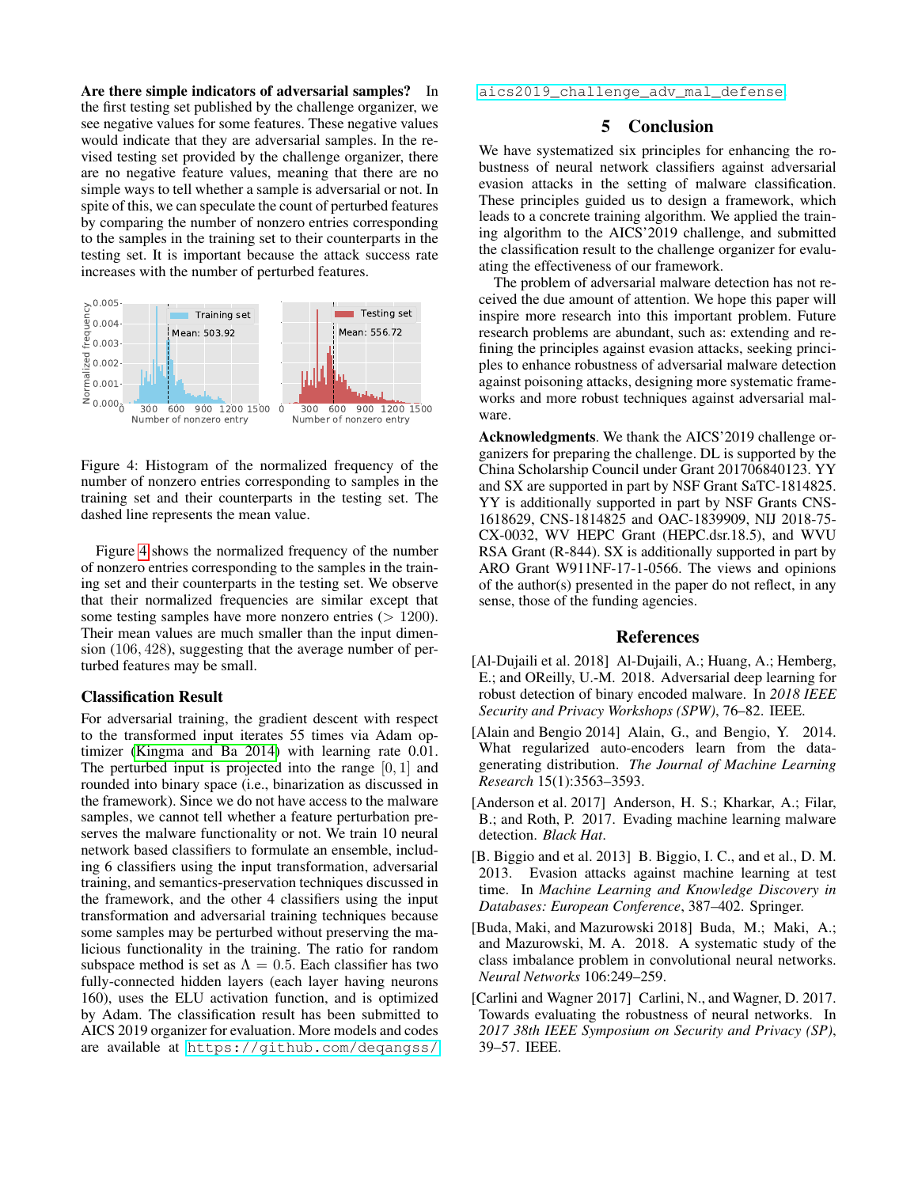**Are there simple indicators of adversarial samples?** In the first testing set published by the challenge organizer, we see negative values for some features. These negative values would indicate that they are adversarial samples. In the revised testing set provided by the challenge organizer, there are no negative feature values, meaning that there are no simple ways to tell whether a sample is adversarial or not. In spite of this, we can speculate the count of perturbed features by comparing the number of nonzero entries corresponding to the samples in the training set to their counterparts in the testing set. It is important because the attack success rate increases with the number of perturbed features.

Figure 4: Histogram of the normalized frequency of the number of nonzero entries corresponding to samples in the training set and their counterparts in the testing set. The dashed line represents the mean value.

Figure 4 shows the normalized frequency of the number of nonzero entries corresponding to the samples in the training set and their counterparts in the testing set. We observe that their normalized frequencies are similar except that some testing samples have more nonzero entries ($> 1200$). Their mean values are much smaller than the input dimension ($106, 428$), suggesting that the average number of perturbed features may be small.

### Classification Result

For adversarial training, the gradient descent with respect to the transformed input iterates 55 times via Adam optimizer (Kingma and Ba 2014) with learning rate 0.01. The perturbed input is projected into the range $[0, 1]$ and rounded into binary space (i.e., binarization as discussed in the framework). Since we do not have access to the malware samples, we cannot tell whether a feature perturbation preserves the malware functionality or not. We train 10 neural network based classifiers to formulate an ensemble, including 6 classifiers using the input transformation, adversarial training, and semantics-preservation techniques discussed in the framework, and the other 4 classifiers using the input transformation and adversarial training techniques because some samples may be perturbed without preserving the malicious functionality in the training. The ratio for random subspace method is set as $\Lambda = 0.5$. Each classifier has two fully-connected hidden layers (each layer having neurons 160), uses the ELU activation function, and is optimized by Adam. The classification result has been submitted to AICS 2019 organizer for evaluation. More models and codes are available at https://github.com/deqangss/aics2019_challenge_adv_mal_defense

## 5 Conclusion

We have systematized six principles for enhancing the robustness of neural network classifiers against adversarial evasion attacks in the setting of malware classification. These principles guided us to design a framework, which leads to a concrete training algorithm. We applied the training algorithm to the AICS'2019 challenge, and submitted the classification result to the challenge organizer for evaluating the effectiveness of our framework.

The problem of adversarial malware detection has not received the due amount of attention. We hope this paper will inspire more research into this important problem. Future research problems are abundant, such as: extending and refining the principles against evasion attacks, seeking principles to enhance robustness of adversarial malware detection against poisoning attacks, designing more systematic frameworks and more robust techniques against adversarial malware.

**Acknowledgments**. We thank the AICS'2019 challenge organizers for preparing the challenge. DL is supported by the China Scholarship Council under Grant 201706840123. YY and SX are supported in part by NSF Grant SaTC-1814825. YY is additionally supported in part by NSF Grants CNS-1618629, CNS-1814825 and OAC-1839909, NIJ 2018-75-CX-0032, WV HEPC Grant (HEPC.dsr.18.5), and WVU RSA Grant (R-844). SX is additionally supported in part by ARO Grant W911NF-17-1-0566. The views and opinions of the author(s) presented in the paper do not reflect, in any sense, those of the funding agencies.

## References

[Al-Dujaili et al. 2018] Al-Dujaili, A.; Huang, A.; Hemberg, E.; and OReilly, U.-M. 2018. Adversarial deep learning for robust detection of binary encoded malware. In *2018 IEEE Security and Privacy Workshops (SPW)*, 76–82. IEEE.

[Alain and Bengio 2014] Alain, G., and Bengio, Y. 2014. What regularized auto-encoders learn from the data-generating distribution. *The Journal of Machine Learning Research* 15(1):3563–3593.

[Anderson et al. 2017] Anderson, H. S.; Kharkar, A.; Filar, B.; and Roth, P. 2017. Evading machine learning malware detection. *Black Hat*.

[B. Biggio and et al. 2013] B. Biggio, I. C., and et al., D. M. 2013. Evasion attacks against machine learning at test time. In *Machine Learning and Knowledge Discovery in Databases: European Conference*, 387–402. Springer.

[Buda, Maki, and Mazurowski 2018] Buda, M.; Maki, A.; and Mazurowski, M. A. 2018. A systematic study of the class imbalance problem in convolutional neural networks. *Neural Networks* 106:249–259.

[Carlini and Wagner 2017] Carlini, N., and Wagner, D. 2017. Towards evaluating the robustness of neural networks. In *2017 38th IEEE Symposium on Security and Privacy (SP)*, 39–57. IEEE.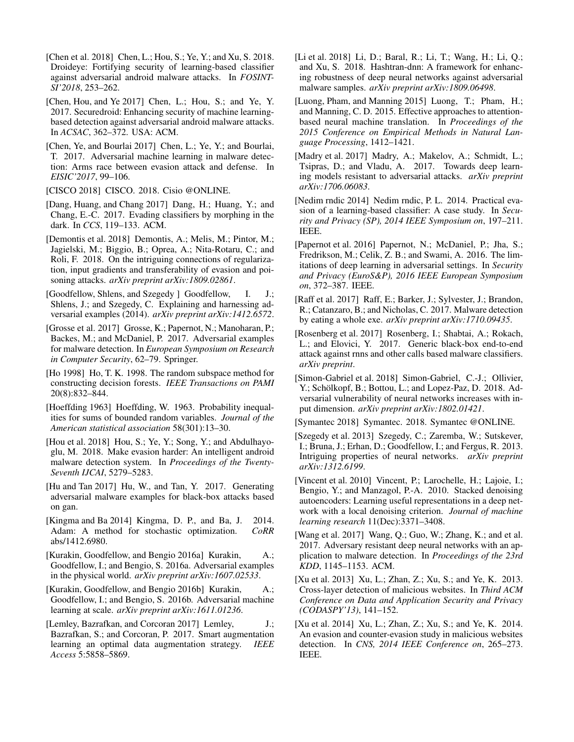[Chen et al. 2018] Chen, L.; Hou, S.; Ye, Y.; and Xu, S. 2018. Droideye: Fortifying security of learning-based classifier against adversarial android malware attacks. In *FOSINT-SI'2018*, 253–262.

[Chen, Hou, and Ye 2017] Chen, L.; Hou, S.; and Ye, Y. 2017. Securedroid: Enhancing security of machine learning-based detection against adversarial android malware attacks. In *ACSAC*, 362–372. USA: ACM.

[Chen, Ye, and Bourlai 2017] Chen, L.; Ye, Y.; and Bourlai, T. 2017. Adversarial machine learning in malware detection: Arms race between evasion attack and defense. In *EISIC'2017*, 99–106.

[CISCO 2018] CISCO. 2018. Cisio @ONLINE.

[Dang, Huang, and Chang 2017] Dang, H.; Huang, Y.; and Chang, E.-C. 2017. Evading classifiers by morphing in the dark. In *CCS*, 119–133. ACM.

[Demontis et al. 2018] Demontis, A.; Melis, M.; Pintor, M.; Jagielski, M.; Biggio, B.; Oprea, A.; Nita-Rotaru, C.; and Roli, F. 2018. On the intriguing connections of regularization, input gradients and transferability of evasion and poisoning attacks. *arXiv preprint arXiv:1809.02861*.

[Goodfellow, Shlens, and Szegedy ] Goodfellow, I. J.; Shlens, J.; and Szegedy, C. Explaining and harnessing adversarial examples (2014). *arXiv preprint arXiv:1412.6572*.

[Grosse et al. 2017] Grosse, K.; Papernot, N.; Manoharan, P.; Backes, M.; and McDaniel, P. 2017. Adversarial examples for malware detection. In *European Symposium on Research in Computer Security*, 62–79. Springer.

[Ho 1998] Ho, T. K. 1998. The random subspace method for constructing decision forests. *IEEE Transactions on PAMI* 20(8):832–844.

[Hoeffding 1963] Hoeffding, W. 1963. Probability inequalities for sums of bounded random variables. *Journal of the American statistical association* 58(301):13–30.

[Hou et al. 2018] Hou, S.; Ye, Y.; Song, Y.; and Abdulhayoglu, M. 2018. Make evasion harder: An intelligent android malware detection system. In *Proceedings of the Twenty-Seventh IJCAI*, 5279–5283.

[Hu and Tan 2017] Hu, W., and Tan, Y. 2017. Generating adversarial malware examples for black-box attacks based on gan.

[Kingma and Ba 2014] Kingma, D. P., and Ba, J. 2014. Adam: A method for stochastic optimization. *CoRR* abs/1412.6980.

[Kurakin, Goodfellow, and Bengio 2016a] Kurakin, A.; Goodfellow, I.; and Bengio, S. 2016a. Adversarial examples in the physical world. *arXiv preprint arXiv:1607.02533*.

[Kurakin, Goodfellow, and Bengio 2016b] Kurakin, A.; Goodfellow, I.; and Bengio, S. 2016b. Adversarial machine learning at scale. *arXiv preprint arXiv:1611.01236*.

[Lemley, Bazrafkan, and Corcoran 2017] Lemley, J.; Bazrafkan, S.; and Corcoran, P. 2017. Smart augmentation learning an optimal data augmentation strategy. *IEEE Access* 5:5858–5869.

[Li et al. 2018] Li, D.; Baral, R.; Li, T.; Wang, H.; Li, Q.; and Xu, S. 2018. Hashtran-dnn: A framework for enhancing robustness of deep neural networks against adversarial malware samples. *arXiv preprint arXiv:1809.06498*.

[Luong, Pham, and Manning 2015] Luong, T.; Pham, H.; and Manning, C. D. 2015. Effective approaches to attention-based neural machine translation. In *Proceedings of the 2015 Conference on Empirical Methods in Natural Language Processing*, 1412–1421.

[Madry et al. 2017] Madry, A.; Makelov, A.; Schmidt, L.; Tsipras, D.; and Vladu, A. 2017. Towards deep learning models resistant to adversarial attacks. *arXiv preprint arXiv:1706.06083*.

[Nedim rndic 2014] Nedim rndic, P. L. 2014. Practical evasion of a learning-based classifier: A case study. In *Security and Privacy (SP), 2014 IEEE Symposium on*, 197–211. IEEE.

[Papernot et al. 2016] Papernot, N.; McDaniel, P.; Jha, S.; Fredrikson, M.; Celik, Z. B.; and Swami, A. 2016. The limitations of deep learning in adversarial settings. In *Security and Privacy (EuroS&P), 2016 IEEE European Symposium on*, 372–387. IEEE.

[Raff et al. 2017] Raff, E.; Barker, J.; Sylvester, J.; Brandon, R.; Catanzaro, B.; and Nicholas, C. 2017. Malware detection by eating a whole exe. *arXiv preprint arXiv:1710.09435*.

[Rosenberg et al. 2017] Rosenberg, I.; Shabtai, A.; Rokach, L.; and Elovici, Y. 2017. Generic black-box end-to-end attack against rnns and other calls based malware classifiers. *arXiv preprint*.

[Simon-Gabriel et al. 2018] Simon-Gabriel, C.-J.; Ollivier, Y.; Schölkopf, B.; Bottou, L.; and Lopez-Paz, D. 2018. Adversarial vulnerability of neural networks increases with input dimension. *arXiv preprint arXiv:1802.01421*.

[Symantec 2018] Symantec. 2018. Symantec @ONLINE.

[Szegedy et al. 2013] Szegedy, C.; Zaremba, W.; Sutskever, I.; Bruna, J.; Erhan, D.; Goodfellow, I.; and Fergus, R. 2013. Intriguing properties of neural networks. *arXiv preprint arXiv:1312.6199*.

[Vincent et al. 2010] Vincent, P.; Larochelle, H.; Lajoie, I.; Bengio, Y.; and Manzagol, P.-A. 2010. Stacked denoising autoencoders: Learning useful representations in a deep network with a local denoising criterion. *Journal of machine learning research* 11(Dec):3371–3408.

[Wang et al. 2017] Wang, Q.; Guo, W.; Zhang, K.; and et al. 2017. Adversary resistant deep neural networks with an application to malware detection. In *Proceedings of the 23rd KDD*, 1145–1153. ACM.

[Xu et al. 2013] Xu, L.; Zhan, Z.; Xu, S.; and Ye, K. 2013. Cross-layer detection of malicious websites. In *Third ACM Conference on Data and Application Security and Privacy (CODASPY'13)*, 141–152.

[Xu et al. 2014] Xu, L.; Zhan, Z.; Xu, S.; and Ye, K. 2014. An evasion and counter-evasion study in malicious websites detection. In *CNS, 2014 IEEE Conference on*, 265–273. IEEE.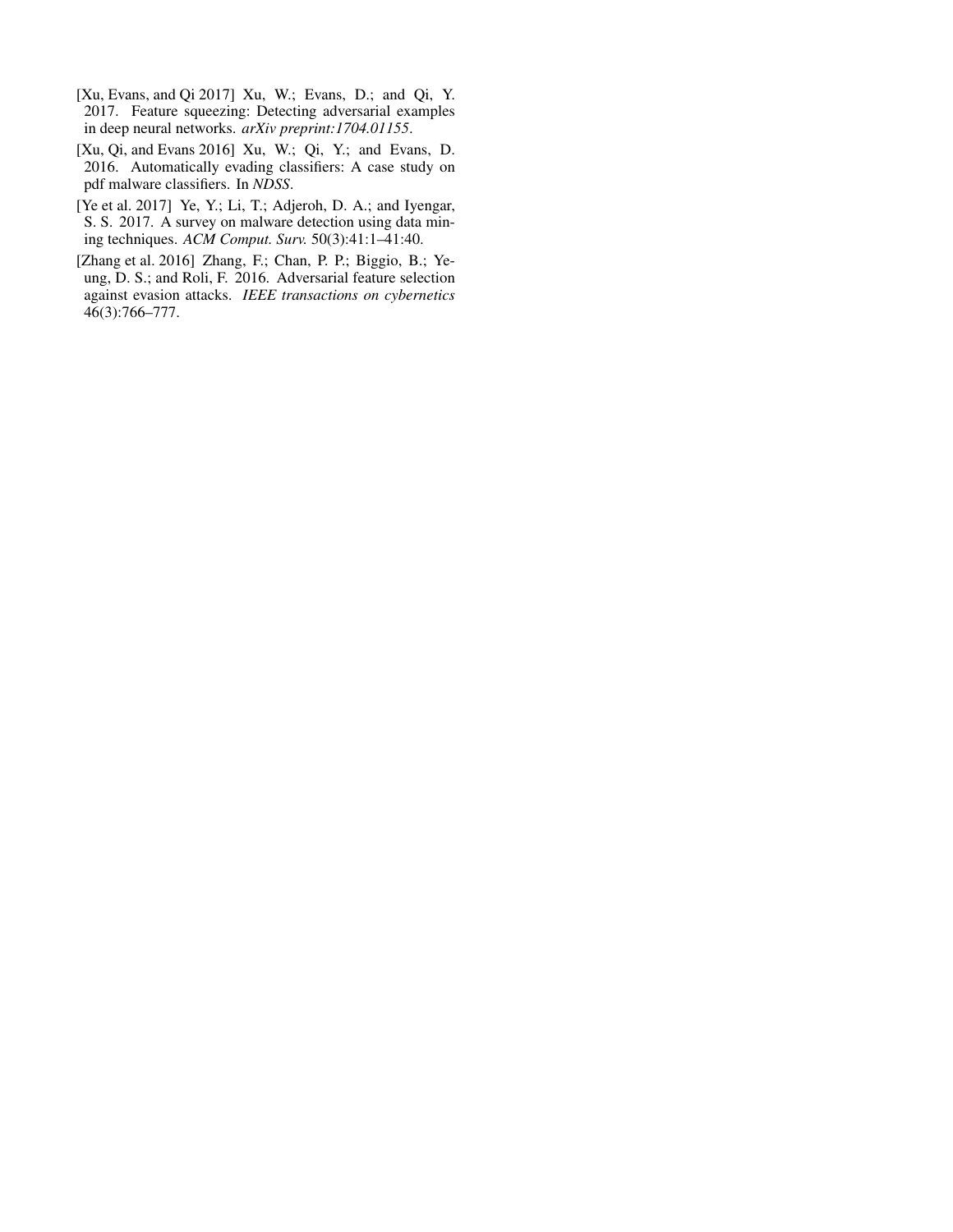[Xu, Evans, and Qi 2017] Xu, W.; Evans, D.; and Qi, Y. 2017. Feature squeezing: Detecting adversarial examples in deep neural networks. *arXiv preprint:1704.01155*.

[Xu, Qi, and Evans 2016] Xu, W.; Qi, Y.; and Evans, D. 2016. Automatically evading classifiers: A case study on pdf malware classifiers. In *NDSS*.

[Ye et al. 2017] Ye, Y.; Li, T.; Adjeroh, D. A.; and Iyengar, S. S. 2017. A survey on malware detection using data mining techniques. *ACM Comput. Surv.* 50(3):41:1–41:40.

[Zhang et al. 2016] Zhang, F.; Chan, P. P.; Biggio, B.; Yeung, D. S.; and Roli, F. 2016. Adversarial feature selection against evasion attacks. *IEEE transactions on cybernetics* 46(3):766–777.